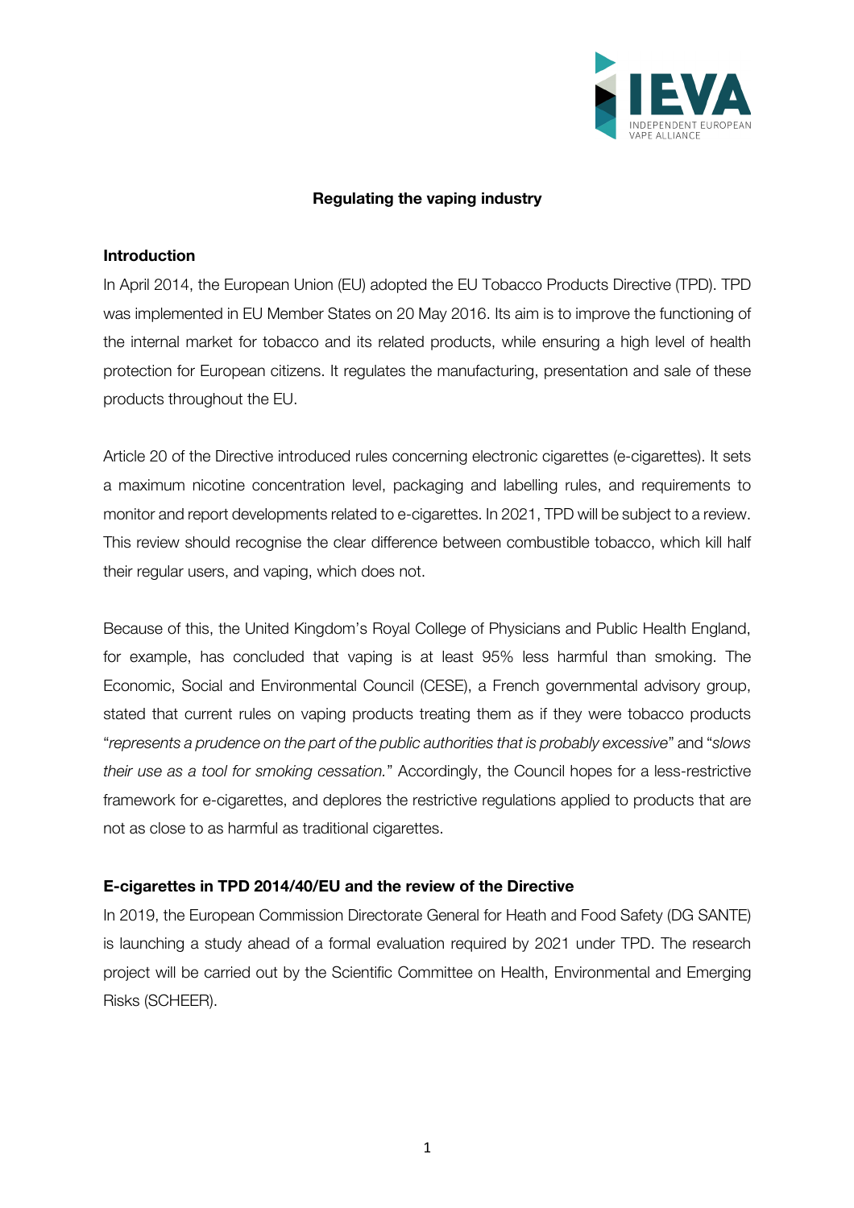# Regulating the vaping industry

## Introduction

In April 2014, the European Union (EU) adopted the EU Tobacco Products Directive (TPD). TPD was implemented in EU Member States on 20 May 2016. Its aim is to improve the functioning of the internal market for tobacco and its related products, while ensuring a high level of health protection for European citizens. It regulates the manufacturing, presentation and sale of these products throughout the EU.

Article 20 of the Directive introduced rules concerning electronic cigarettes (e-cigarettes). It sets a maximum nicotine concentration level, packaging and labelling rules, and requirements to monitor and report developments related to e-cigarettes. In 2021, TPD will be subject to a review. This review should recognise the clear difference between combustible tobacco, which kill half their regular users, and vaping, which does not.

Because of this, the United Kingdom's Royal College of Physicians and Public Health England, for example, has concluded that vaping is at least 95% less harmful than smoking. The Economic, Social and Environmental Council (CESE), a French governmental advisory group, stated that current rules on vaping products treating them as if they were tobacco products "*represents a prudence on the part of the public authorities that is probably excessive*" and "*slows their use as a tool for smoking cessation.*" Accordingly, the Council hopes for a less-restrictive framework for e-cigarettes, and deplores the restrictive regulations applied to products that are not as close to as harmful as traditional cigarettes.

## E-cigarettes in TPD 2014/40/EU and the review of the Directive

In 2019, the European Commission Directorate General for Heath and Food Safety (DG SANTE) is launching a study ahead of a formal evaluation required by 2021 under TPD. The research project will be carried out by the Scientific Committee on Health, Environmental and Emerging Risks (SCHEER).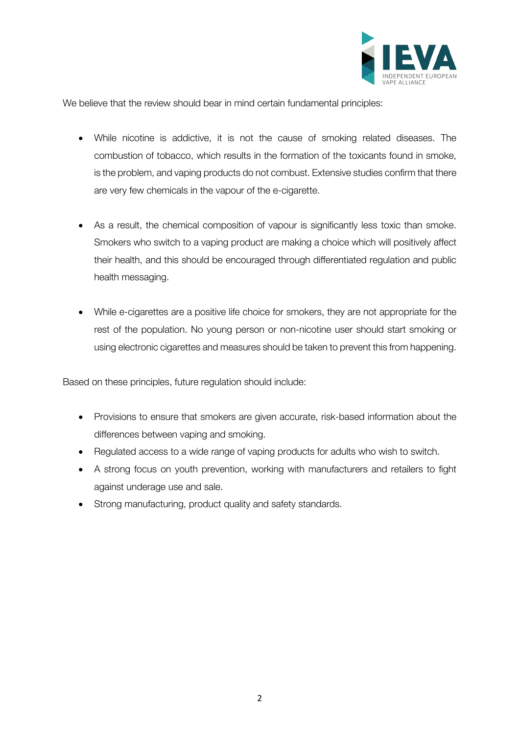We believe that the review should bear in mind certain fundamental principles:

- While nicotine is addictive, it is not the cause of smoking related diseases. The combustion of tobacco, which results in the formation of the toxicants found in smoke, is the problem, and vaping products do not combust. Extensive studies confirm that there are very few chemicals in the vapour of the e-cigarette.

- As a result, the chemical composition of vapour is significantly less toxic than smoke. Smokers who switch to a vaping product are making a choice which will positively affect their health, and this should be encouraged through differentiated regulation and public health messaging.

- While e-cigarettes are a positive life choice for smokers, they are not appropriate for the rest of the population. No young person or non-nicotine user should start smoking or using electronic cigarettes and measures should be taken to prevent this from happening.

Based on these principles, future regulation should include:

- Provisions to ensure that smokers are given accurate, risk-based information about the differences between vaping and smoking.
- Regulated access to a wide range of vaping products for adults who wish to switch.
- A strong focus on youth prevention, working with manufacturers and retailers to fight against underage use and sale.
- Strong manufacturing, product quality and safety standards.